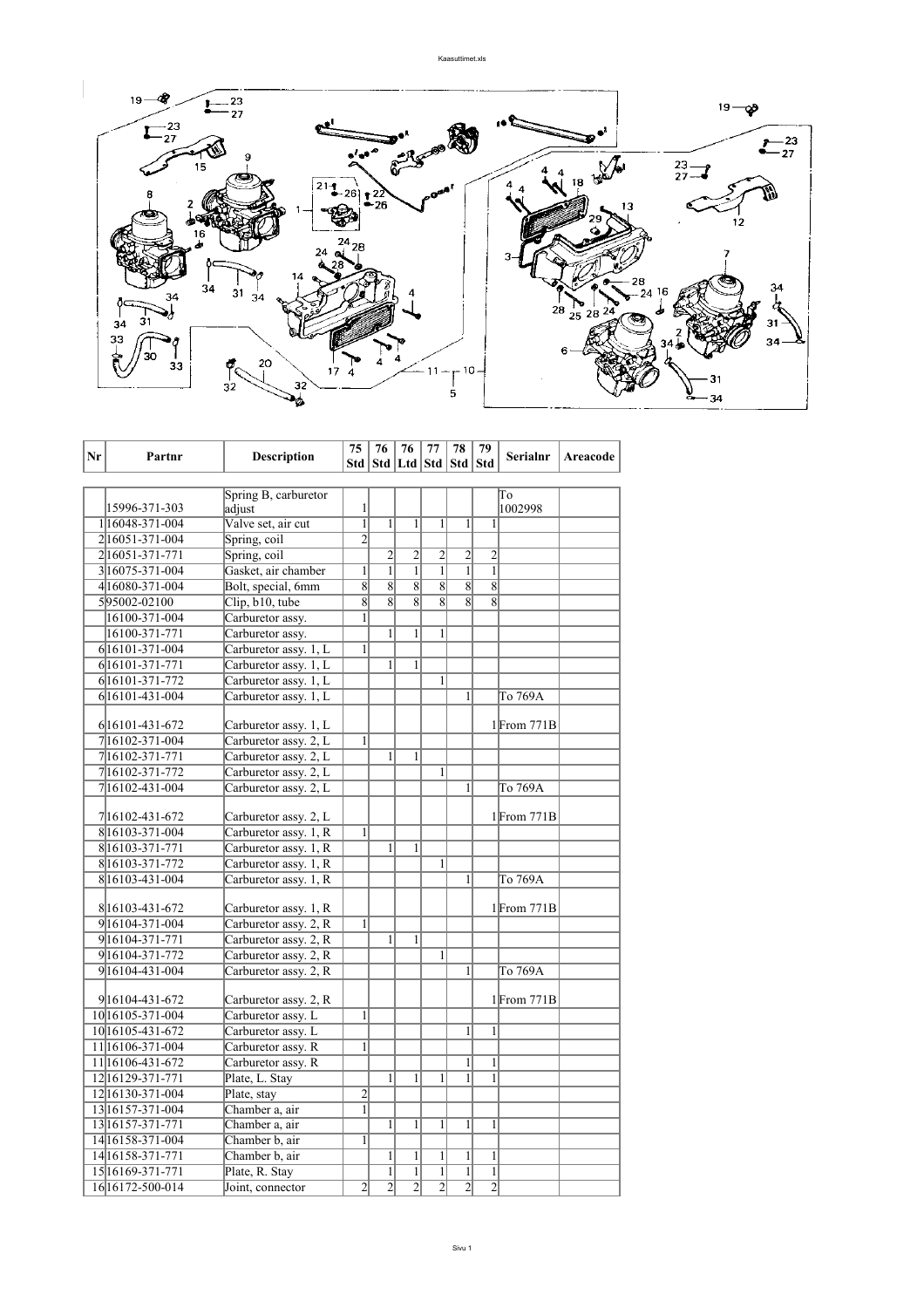| Nr | Partnr | Description | 75 Std | 76 Std | 76 Ltd | 77 Std | 78 Std | 79 Std | Serialnr | Areacode |
|---|---|---|---|---|---|---|---|---|---|---|
| | 15996-371-303 | Spring B, carburetor adjust | 1 | | | | | | To 1002998 | |
| 1 | 16048-371-004 | Valve set, air cut | 1 | 1 | 1 | 1 | 1 | 1 | | |
| 2 | 16051-371-004 | Spring, coil | 2 | | | | | | | |
| 2 | 16051-371-771 | Spring, coil | | 2 | 2 | 2 | 2 | 2 | | |
| 3 | 16075-371-004 | Gasket, air chamber | 1 | 1 | 1 | 1 | 1 | 1 | | |
| 4 | 16080-371-004 | Bolt, special, 6mm | 8 | 8 | 8 | 8 | 8 | 8 | | |
| 5 | 95002-02100 | Clip, b10, tube | 8 | 8 | 8 | 8 | 8 | 8 | | |
| | 16100-371-004 | Carburetor assy. | 1 | | | | | | | |
| | 16100-371-771 | Carburetor assy. | | 1 | 1 | 1 | | | | |
| 6 | 16101-371-004 | Carburetor assy. 1, L | 1 | | | | | | | |
| 6 | 16101-371-771 | Carburetor assy. 1, L | | 1 | 1 | | | | | |
| 6 | 16101-371-772 | Carburetor assy. 1, L | | | | 1 | | | | |
| 6 | 16101-431-004 | Carburetor assy. 1, L | | | | | 1 | | To 769A | |
| 6 | 16101-431-672 | Carburetor assy. 1, L | | | | | | 1 | From 771B | |
| 7 | 16102-371-004 | Carburetor assy. 2, L | 1 | | | | | | | |
| 7 | 16102-371-771 | Carburetor assy. 2, L | | 1 | 1 | | | | | |
| 7 | 16102-371-772 | Carburetor assy. 2, L | | | | 1 | | | | |
| 7 | 16102-431-004 | Carburetor assy. 2, L | | | | | 1 | | To 769A | |
| 7 | 16102-431-672 | Carburetor assy. 2, L | | | | | | 1 | From 771B | |
| 8 | 16103-371-004 | Carburetor assy. 1, R | 1 | | | | | | | |
| 8 | 16103-371-771 | Carburetor assy. 1, R | | 1 | 1 | | | | | |
| 8 | 16103-371-772 | Carburetor assy. 1, R | | | | 1 | | | | |
| 8 | 16103-431-004 | Carburetor assy. 1, R | | | | | 1 | | To 769A | |
| 8 | 16103-431-672 | Carburetor assy. 1, R | | | | | | 1 | From 771B | |
| 9 | 16104-371-004 | Carburetor assy. 2, R | 1 | | | | | | | |
| 9 | 16104-371-771 | Carburetor assy. 2, R | | 1 | 1 | | | | | |
| 9 | 16104-371-772 | Carburetor assy. 2, R | | | | 1 | | | | |
| 9 | 16104-431-004 | Carburetor assy. 2, R | | | | | 1 | | To 769A | |
| 9 | 16104-431-672 | Carburetor assy. 2, R | | | | | | 1 | From 771B | |
| 10 | 16105-371-004 | Carburetor assy. L | 1 | | | | | | | |
| 10 | 16105-431-672 | Carburetor assy. L | | | | | 1 | 1 | | |
| 11 | 16106-371-004 | Carburetor assy. R | 1 | | | | | | | |
| 11 | 16106-431-672 | Carburetor assy. R | | | | | 1 | 1 | | |
| 12 | 16129-371-771 | Plate, L. Stay | | 1 | 1 | 1 | 1 | 1 | | |
| 12 | 16130-371-004 | Plate, stay | 2 | | | | | | | |
| 13 | 16157-371-004 | Chamber a, air | 1 | | | | | | | |
| 13 | 16157-371-771 | Chamber a, air | | 1 | 1 | 1 | 1 | 1 | | |
| 14 | 16158-371-004 | Chamber b, air | 1 | | | | | | | |
| 14 | 16158-371-771 | Chamber b, air | | 1 | 1 | 1 | 1 | 1 | | |
| 15 | 16169-371-771 | Plate, R. Stay | | 1 | 1 | 1 | 1 | 1 | | |
| 16 | 16172-500-014 | Joint, connector | 2 | 2 | 2 | 2 | 2 | 2 | | |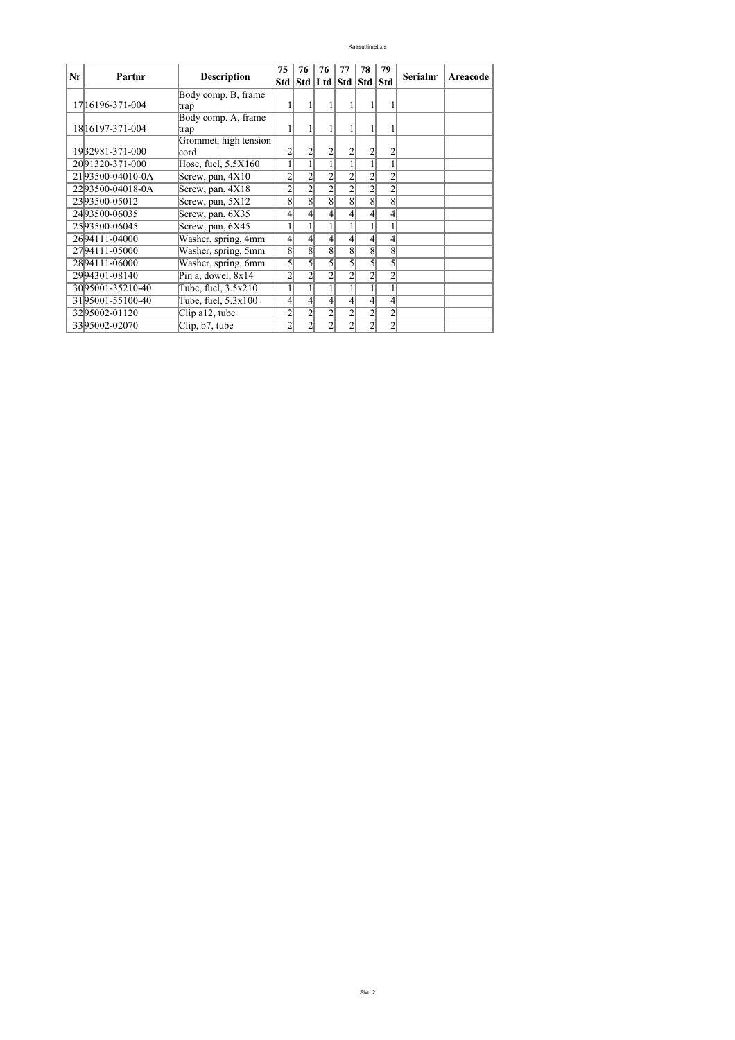| Nr | Partnr | Description | 75 Std | 76 Std | 76 Ltd | 77 Std | 78 Std | 79 Std | Serialnr | Areacode |
|---|---|---|---|---|---|---|---|---|---|---|
| 17 | 16196-371-004 | Body comp. B, frame trap | 1 | 1 | 1 | 1 | 1 | 1 | | |
| 18 | 16197-371-004 | Body comp. A, frame trap | 1 | 1 | 1 | 1 | 1 | 1 | | |
| 19 | 32981-371-000 | Grommet, high tension cord | 2 | 2 | 2 | 2 | 2 | 2 | | |
| 20 | 91320-371-000 | Hose, fuel, 5.5X160 | 1 | 1 | 1 | 1 | 1 | 1 | | |
| 21 | 93500-04010-0A | Screw, pan, 4X10 | 2 | 2 | 2 | 2 | 2 | 2 | | |
| 22 | 93500-04018-0A | Screw, pan, 4X18 | 2 | 2 | 2 | 2 | 2 | 2 | | |
| 23 | 93500-05012 | Screw, pan, 5X12 | 8 | 8 | 8 | 8 | 8 | 8 | | |
| 24 | 93500-06035 | Screw, pan, 6X35 | 4 | 4 | 4 | 4 | 4 | 4 | | |
| 25 | 93500-06045 | Screw, pan, 6X45 | 1 | 1 | 1 | 1 | 1 | 1 | | |
| 26 | 94111-04000 | Washer, spring, 4mm | 4 | 4 | 4 | 4 | 4 | 4 | | |
| 27 | 94111-05000 | Washer, spring, 5mm | 8 | 8 | 8 | 8 | 8 | 8 | | |
| 28 | 94111-06000 | Washer, spring, 6mm | 5 | 5 | 5 | 5 | 5 | 5 | | |
| 29 | 94301-08140 | Pin a, dowel, 8x14 | 2 | 2 | 2 | 2 | 2 | 2 | | |
| 30 | 95001-35210-40 | Tube, fuel, 3.5x210 | 1 | 1 | 1 | 1 | 1 | 1 | | |
| 31 | 95001-55100-40 | Tube, fuel, 5.3x100 | 4 | 4 | 4 | 4 | 4 | 4 | | |
| 32 | 95002-01120 | Clip a12, tube | 2 | 2 | 2 | 2 | 2 | 2 | | |
| 33 | 95002-02070 | Clip, b7, tube | 2 | 2 | 2 | 2 | 2 | 2 | | |